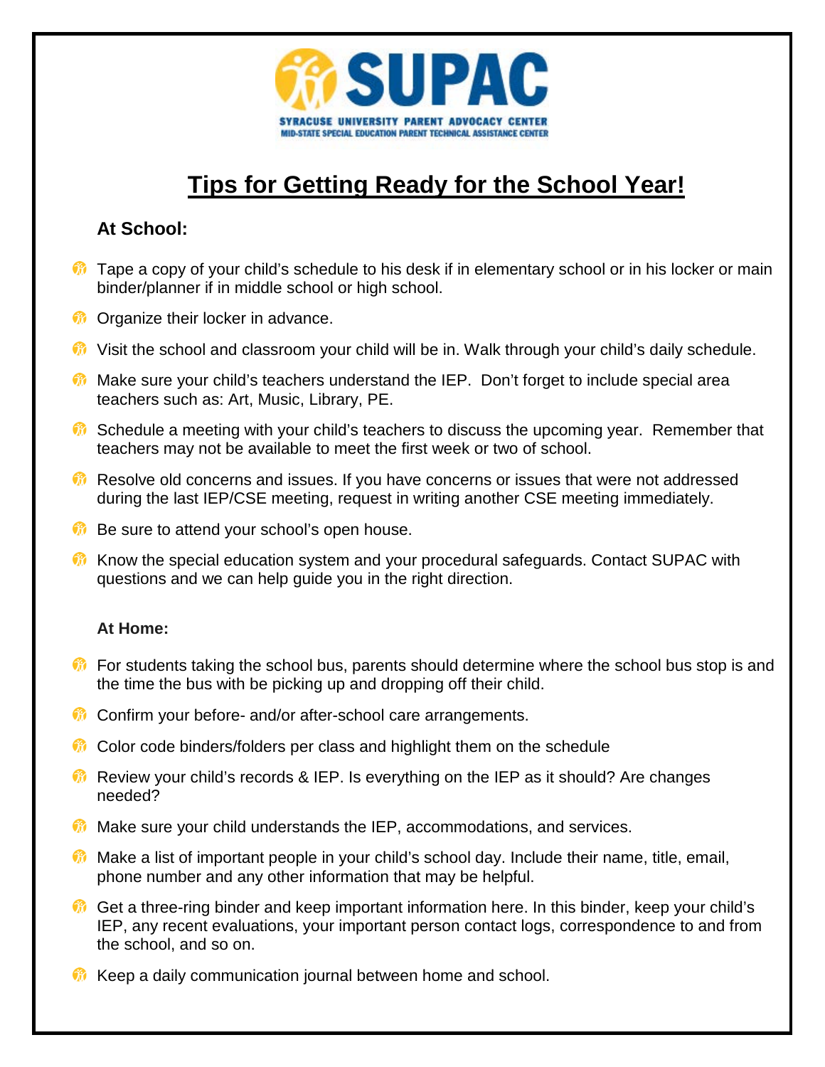**SUPAC**

SYRACUSE UNIVERSITY PARENT ADVOCACY CENTER
MID-STATE SPECIAL EDUCATION PARENT TECHNICAL ASSISTANCE CENTER

# Tips for Getting Ready for the School Year!

### At School:

- Tape a copy of your child's schedule to his desk if in elementary school or in his locker or main binder/planner if in middle school or high school.
- Organize their locker in advance.
- Visit the school and classroom your child will be in. Walk through your child's daily schedule.
- Make sure your child's teachers understand the IEP. Don't forget to include special area teachers such as: Art, Music, Library, PE.
- Schedule a meeting with your child's teachers to discuss the upcoming year. Remember that teachers may not be available to meet the first week or two of school.
- Resolve old concerns and issues. If you have concerns or issues that were not addressed during the last IEP/CSE meeting, request in writing another CSE meeting immediately.
- Be sure to attend your school's open house.
- Know the special education system and your procedural safeguards. Contact SUPAC with questions and we can help guide you in the right direction.

### At Home:

- For students taking the school bus, parents should determine where the school bus stop is and the time the bus with be picking up and dropping off their child.
- Confirm your before- and/or after-school care arrangements.
- Color code binders/folders per class and highlight them on the schedule
- Review your child's records & IEP. Is everything on the IEP as it should? Are changes needed?
- Make sure your child understands the IEP, accommodations, and services.
- Make a list of important people in your child's school day. Include their name, title, email, phone number and any other information that may be helpful.
- Get a three-ring binder and keep important information here. In this binder, keep your child's IEP, any recent evaluations, your important person contact logs, correspondence to and from the school, and so on.
- Keep a daily communication journal between home and school.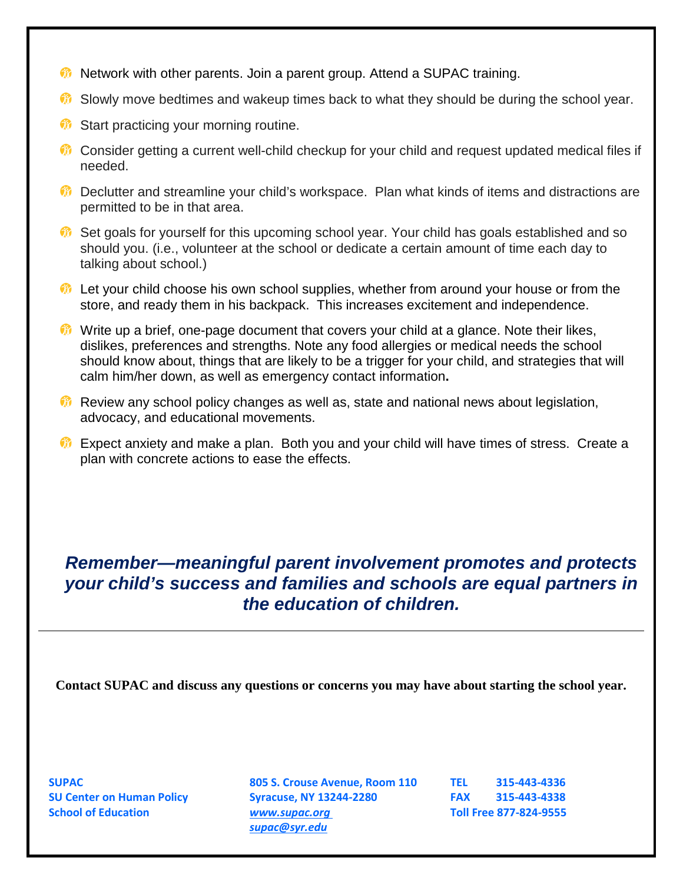- Network with other parents. Join a parent group. Attend a SUPAC training.
- Slowly move bedtimes and wakeup times back to what they should be during the school year.
- Start practicing your morning routine.
- Consider getting a current well-child checkup for your child and request updated medical files if needed.
- Declutter and streamline your child's workspace. Plan what kinds of items and distractions are permitted to be in that area.
- Set goals for yourself for this upcoming school year. Your child has goals established and so should you. (i.e., volunteer at the school or dedicate a certain amount of time each day to talking about school.)
- Let your child choose his own school supplies, whether from around your house or from the store, and ready them in his backpack. This increases excitement and independence.
- Write up a brief, one-page document that covers your child at a glance. Note their likes, dislikes, preferences and strengths. Note any food allergies or medical needs the school should know about, things that are likely to be a trigger for your child, and strategies that will calm him/her down, as well as emergency contact information**.**
- Review any school policy changes as well as, state and national news about legislation, advocacy, and educational movements.
- Expect anxiety and make a plan. Both you and your child will have times of stress. Create a plan with concrete actions to ease the effects.

***Remember—meaningful parent involvement promotes and protects your child's success and families and schools are equal partners in the education of children.***

---

**Contact SUPAC and discuss any questions or concerns you may have about starting the school year.**

**SUPAC**
**SU Center on Human Policy**
**School of Education**

**805 S. Crouse Avenue, Room 110**
**Syracuse, NY 13244-2280**
***www.supac.org***
***supac@syr.edu***

**TEL 315-443-4336**
**FAX 315-443-4338**
**Toll Free 877-824-9555**